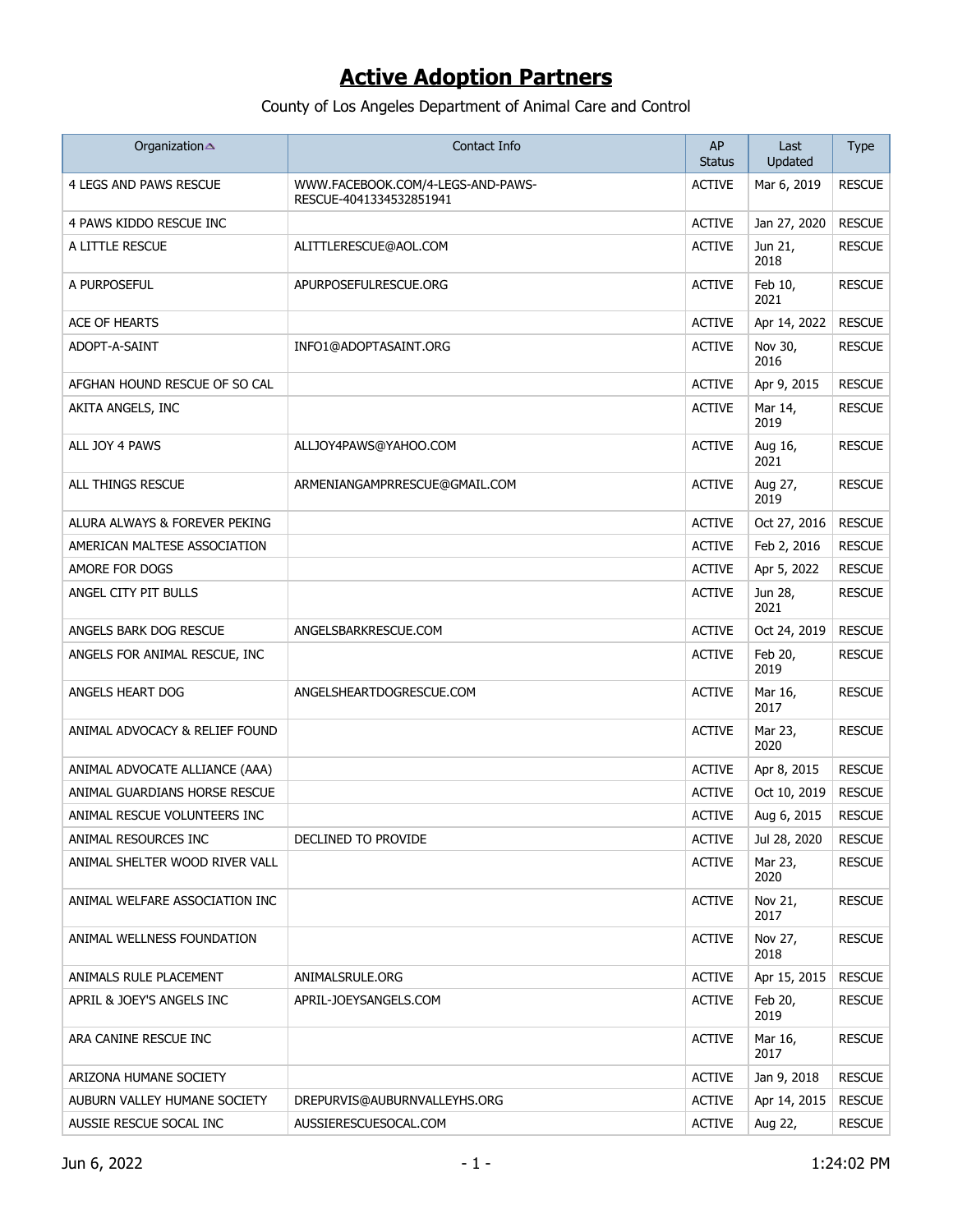# Active Adoption Partners

County of Los Angeles Department of Animal Care and Control

| Organization | Contact Info | AP Status | Last Updated | Type |
|---|---|---|---|---|
| 4 LEGS AND PAWS RESCUE | WWW.FACEBOOK.COM/4-LEGS-AND-PAWS-RESCUE-4041334532851941 | ACTIVE | Mar 6, 2019 | RESCUE |
| 4 PAWS KIDDO RESCUE INC | | ACTIVE | Jan 27, 2020 | RESCUE |
| A LITTLE RESCUE | ALITTLERESCUE@AOL.COM | ACTIVE | Jun 21, 2018 | RESCUE |
| A PURPOSEFUL | APURPOSEFULRESCUE.ORG | ACTIVE | Feb 10, 2021 | RESCUE |
| ACE OF HEARTS | | ACTIVE | Apr 14, 2022 | RESCUE |
| ADOPT-A-SAINT | INFO1@ADOPTASAINT.ORG | ACTIVE | Nov 30, 2016 | RESCUE |
| AFGHAN HOUND RESCUE OF SO CAL | | ACTIVE | Apr 9, 2015 | RESCUE |
| AKITA ANGELS, INC | | ACTIVE | Mar 14, 2019 | RESCUE |
| ALL JOY 4 PAWS | ALLJOY4PAWS@YAHOO.COM | ACTIVE | Aug 16, 2021 | RESCUE |
| ALL THINGS RESCUE | ARMENIANGAMPRRESCUE@GMAIL.COM | ACTIVE | Aug 27, 2019 | RESCUE |
| ALURA ALWAYS & FOREVER PEKING | | ACTIVE | Oct 27, 2016 | RESCUE |
| AMERICAN MALTESE ASSOCIATION | | ACTIVE | Feb 2, 2016 | RESCUE |
| AMORE FOR DOGS | | ACTIVE | Apr 5, 2022 | RESCUE |
| ANGEL CITY PIT BULLS | | ACTIVE | Jun 28, 2021 | RESCUE |
| ANGELS BARK DOG RESCUE | ANGELSBARKRESCUE.COM | ACTIVE | Oct 24, 2019 | RESCUE |
| ANGELS FOR ANIMAL RESCUE, INC | | ACTIVE | Feb 20, 2019 | RESCUE |
| ANGELS HEART DOG | ANGELSHEARTDOGRESCUE.COM | ACTIVE | Mar 16, 2017 | RESCUE |
| ANIMAL ADVOCACY & RELIEF FOUND | | ACTIVE | Mar 23, 2020 | RESCUE |
| ANIMAL ADVOCATE ALLIANCE (AAA) | | ACTIVE | Apr 8, 2015 | RESCUE |
| ANIMAL GUARDIANS HORSE RESCUE | | ACTIVE | Oct 10, 2019 | RESCUE |
| ANIMAL RESCUE VOLUNTEERS INC | | ACTIVE | Aug 6, 2015 | RESCUE |
| ANIMAL RESOURCES INC | DECLINED TO PROVIDE | ACTIVE | Jul 28, 2020 | RESCUE |
| ANIMAL SHELTER WOOD RIVER VALL | | ACTIVE | Mar 23, 2020 | RESCUE |
| ANIMAL WELFARE ASSOCIATION INC | | ACTIVE | Nov 21, 2017 | RESCUE |
| ANIMAL WELLNESS FOUNDATION | | ACTIVE | Nov 27, 2018 | RESCUE |
| ANIMALS RULE PLACEMENT | ANIMALSRULE.ORG | ACTIVE | Apr 15, 2015 | RESCUE |
| APRIL & JOEY'S ANGELS INC | APRIL-JOEYSANGELS.COM | ACTIVE | Feb 20, 2019 | RESCUE |
| ARA CANINE RESCUE INC | | ACTIVE | Mar 16, 2017 | RESCUE |
| ARIZONA HUMANE SOCIETY | | ACTIVE | Jan 9, 2018 | RESCUE |
| AUBURN VALLEY HUMANE SOCIETY | DREPURVIS@AUBURNVALLEYHS.ORG | ACTIVE | Apr 14, 2015 | RESCUE |
| AUSSIE RESCUE SOCAL INC | AUSSIERESCUESOCAL.COM | ACTIVE | Aug 22, | RESCUE |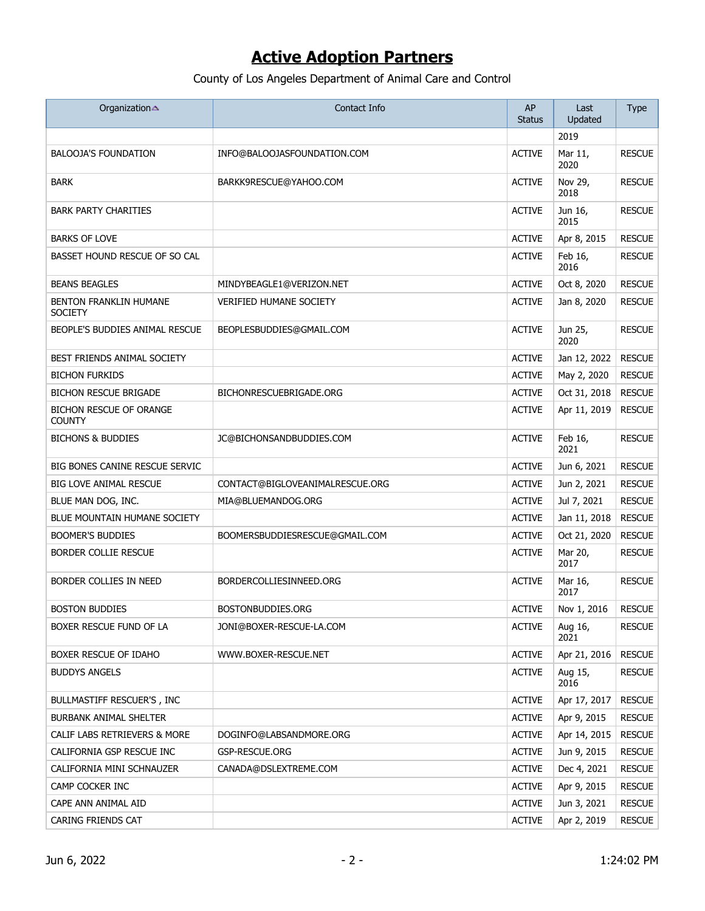# Active Adoption Partners

County of Los Angeles Department of Animal Care and Control

| Organization | Contact Info | AP Status | Last Updated | Type |
|---|---|---|---|---|
| | | | 2019 | |
| BALOOJA'S FOUNDATION | INFO@BALOOJASFOUNDATION.COM | ACTIVE | Mar 11, 2020 | RESCUE |
| BARK | BARKK9RESCUE@YAHOO.COM | ACTIVE | Nov 29, 2018 | RESCUE |
| BARK PARTY CHARITIES | | ACTIVE | Jun 16, 2015 | RESCUE |
| BARKS OF LOVE | | ACTIVE | Apr 8, 2015 | RESCUE |
| BASSET HOUND RESCUE OF SO CAL | | ACTIVE | Feb 16, 2016 | RESCUE |
| BEANS BEAGLES | MINDYBEAGLE1@VERIZON.NET | ACTIVE | Oct 8, 2020 | RESCUE |
| BENTON FRANKLIN HUMANE SOCIETY | VERIFIED HUMANE SOCIETY | ACTIVE | Jan 8, 2020 | RESCUE |
| BEOPLE'S BUDDIES ANIMAL RESCUE | BEOPLESBUDDIES@GMAIL.COM | ACTIVE | Jun 25, 2020 | RESCUE |
| BEST FRIENDS ANIMAL SOCIETY | | ACTIVE | Jan 12, 2022 | RESCUE |
| BICHON FURKIDS | | ACTIVE | May 2, 2020 | RESCUE |
| BICHON RESCUE BRIGADE | BICHONRESCUEBRIGADE.ORG | ACTIVE | Oct 31, 2018 | RESCUE |
| BICHON RESCUE OF ORANGE COUNTY | | ACTIVE | Apr 11, 2019 | RESCUE |
| BICHONS & BUDDIES | JC@BICHONSANDBUDDIES.COM | ACTIVE | Feb 16, 2021 | RESCUE |
| BIG BONES CANINE RESCUE SERVIC | | ACTIVE | Jun 6, 2021 | RESCUE |
| BIG LOVE ANIMAL RESCUE | CONTACT@BIGLOVEANIMALRESCUE.ORG | ACTIVE | Jun 2, 2021 | RESCUE |
| BLUE MAN DOG, INC. | MIA@BLUEMANDOG.ORG | ACTIVE | Jul 7, 2021 | RESCUE |
| BLUE MOUNTAIN HUMANE SOCIETY | | ACTIVE | Jan 11, 2018 | RESCUE |
| BOOMER'S BUDDIES | BOOMERSBUDDIESRESCUE@GMAIL.COM | ACTIVE | Oct 21, 2020 | RESCUE |
| BORDER COLLIE RESCUE | | ACTIVE | Mar 20, 2017 | RESCUE |
| BORDER COLLIES IN NEED | BORDERCOLLIESINNEED.ORG | ACTIVE | Mar 16, 2017 | RESCUE |
| BOSTON BUDDIES | BOSTONBUDDIES.ORG | ACTIVE | Nov 1, 2016 | RESCUE |
| BOXER RESCUE FUND OF LA | JONI@BOXER-RESCUE-LA.COM | ACTIVE | Aug 16, 2021 | RESCUE |
| BOXER RESCUE OF IDAHO | WWW.BOXER-RESCUE.NET | ACTIVE | Apr 21, 2016 | RESCUE |
| BUDDYS ANGELS | | ACTIVE | Aug 15, 2016 | RESCUE |
| BULLMASTIFF RESCUER'S , INC | | ACTIVE | Apr 17, 2017 | RESCUE |
| BURBANK ANIMAL SHELTER | | ACTIVE | Apr 9, 2015 | RESCUE |
| CALIF LABS RETRIEVERS & MORE | DOGINFO@LABSANDMORE.ORG | ACTIVE | Apr 14, 2015 | RESCUE |
| CALIFORNIA GSP RESCUE INC | GSP-RESCUE.ORG | ACTIVE | Jun 9, 2015 | RESCUE |
| CALIFORNIA MINI SCHNAUZER | CANADA@DSLEXTREME.COM | ACTIVE | Dec 4, 2021 | RESCUE |
| CAMP COCKER INC | | ACTIVE | Apr 9, 2015 | RESCUE |
| CAPE ANN ANIMAL AID | | ACTIVE | Jun 3, 2021 | RESCUE |
| CARING FRIENDS CAT | | ACTIVE | Apr 2, 2019 | RESCUE |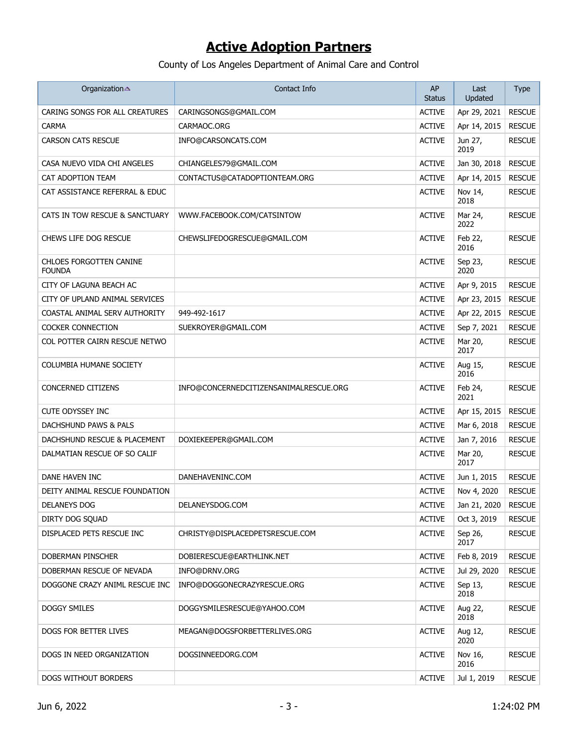# Active Adoption Partners

County of Los Angeles Department of Animal Care and Control

| Organization | Contact Info | AP Status | Last Updated | Type |
|---|---|---|---|---|
| CARING SONGS FOR ALL CREATURES | CARINGSONGS@GMAIL.COM | ACTIVE | Apr 29, 2021 | RESCUE |
| CARMA | CARMAOC.ORG | ACTIVE | Apr 14, 2015 | RESCUE |
| CARSON CATS RESCUE | INFO@CARSONCATS.COM | ACTIVE | Jun 27, 2019 | RESCUE |
| CASA NUEVO VIDA CHI ANGELES | CHIANGELES79@GMAIL.COM | ACTIVE | Jan 30, 2018 | RESCUE |
| CAT ADOPTION TEAM | CONTACTUS@CATADOPTIONTEAM.ORG | ACTIVE | Apr 14, 2015 | RESCUE |
| CAT ASSISTANCE REFERRAL & EDUC | | ACTIVE | Nov 14, 2018 | RESCUE |
| CATS IN TOW RESCUE & SANCTUARY | WWW.FACEBOOK.COM/CATSINTOW | ACTIVE | Mar 24, 2022 | RESCUE |
| CHEWS LIFE DOG RESCUE | CHEWSLIFEDOGRESCUE@GMAIL.COM | ACTIVE | Feb 22, 2016 | RESCUE |
| CHLOES FORGOTTEN CANINE FOUNDA | | ACTIVE | Sep 23, 2020 | RESCUE |
| CITY OF LAGUNA BEACH AC | | ACTIVE | Apr 9, 2015 | RESCUE |
| CITY OF UPLAND ANIMAL SERVICES | | ACTIVE | Apr 23, 2015 | RESCUE |
| COASTAL ANIMAL SERV AUTHORITY | 949-492-1617 | ACTIVE | Apr 22, 2015 | RESCUE |
| COCKER CONNECTION | SUEKROYER@GMAIL.COM | ACTIVE | Sep 7, 2021 | RESCUE |
| COL POTTER CAIRN RESCUE NETWO | | ACTIVE | Mar 20, 2017 | RESCUE |
| COLUMBIA HUMANE SOCIETY | | ACTIVE | Aug 15, 2016 | RESCUE |
| CONCERNED CITIZENS | INFO@CONCERNEDCITIZENSANIMALRESCUE.ORG | ACTIVE | Feb 24, 2021 | RESCUE |
| CUTE ODYSSEY INC | | ACTIVE | Apr 15, 2015 | RESCUE |
| DACHSHUND PAWS & PALS | | ACTIVE | Mar 6, 2018 | RESCUE |
| DACHSHUND RESCUE & PLACEMENT | DOXIEKEEPER@GMAIL.COM | ACTIVE | Jan 7, 2016 | RESCUE |
| DALMATIAN RESCUE OF SO CALIF | | ACTIVE | Mar 20, 2017 | RESCUE |
| DANE HAVEN INC | DANEHAVENINC.COM | ACTIVE | Jun 1, 2015 | RESCUE |
| DEITY ANIMAL RESCUE FOUNDATION | | ACTIVE | Nov 4, 2020 | RESCUE |
| DELANEYS DOG | DELANEYSDOG.COM | ACTIVE | Jan 21, 2020 | RESCUE |
| DIRTY DOG SQUAD | | ACTIVE | Oct 3, 2019 | RESCUE |
| DISPLACED PETS RESCUE INC | CHRISTY@DISPLACEDPETSRESCUE.COM | ACTIVE | Sep 26, 2017 | RESCUE |
| DOBERMAN PINSCHER | DOBIERESCUE@EARTHLINK.NET | ACTIVE | Feb 8, 2019 | RESCUE |
| DOBERMAN RESCUE OF NEVADA | INFO@DRNV.ORG | ACTIVE | Jul 29, 2020 | RESCUE |
| DOGGONE CRAZY ANIML RESCUE INC | INFO@DOGGONECRAZYRESCUE.ORG | ACTIVE | Sep 13, 2018 | RESCUE |
| DOGGY SMILES | DOGGYSMILESRESCUE@YAHOO.COM | ACTIVE | Aug 22, 2018 | RESCUE |
| DOGS FOR BETTER LIVES | MEAGAN@DOGSFORBETTERLIVES.ORG | ACTIVE | Aug 12, 2020 | RESCUE |
| DOGS IN NEED ORGANIZATION | DOGSINNEEDORG.COM | ACTIVE | Nov 16, 2016 | RESCUE |
| DOGS WITHOUT BORDERS | | ACTIVE | Jul 1, 2019 | RESCUE |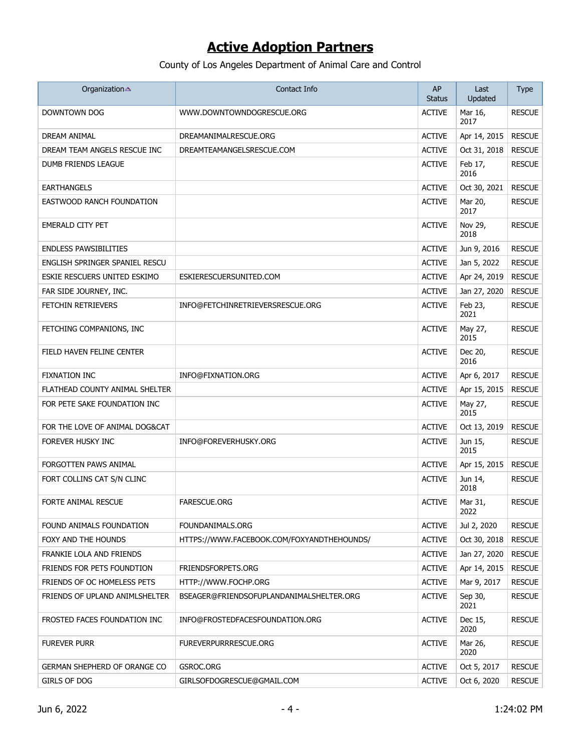# Active Adoption Partners

County of Los Angeles Department of Animal Care and Control

| Organization | Contact Info | AP Status | Last Updated | Type |
|---|---|---|---|---|
| DOWNTOWN DOG | WWW.DOWNTOWNDOGRESCUE.ORG | ACTIVE | Mar 16, 2017 | RESCUE |
| DREAM ANIMAL | DREAMANIMALRESCUE.ORG | ACTIVE | Apr 14, 2015 | RESCUE |
| DREAM TEAM ANGELS RESCUE INC | DREAMTEAMANGELSRESCUE.COM | ACTIVE | Oct 31, 2018 | RESCUE |
| DUMB FRIENDS LEAGUE | | ACTIVE | Feb 17, 2016 | RESCUE |
| EARTHANGELS | | ACTIVE | Oct 30, 2021 | RESCUE |
| EASTWOOD RANCH FOUNDATION | | ACTIVE | Mar 20, 2017 | RESCUE |
| EMERALD CITY PET | | ACTIVE | Nov 29, 2018 | RESCUE |
| ENDLESS PAWSIBILITIES | | ACTIVE | Jun 9, 2016 | RESCUE |
| ENGLISH SPRINGER SPANIEL RESCU | | ACTIVE | Jan 5, 2022 | RESCUE |
| ESKIE RESCUERS UNITED ESKIMO | ESKIERESCUERSUNITED.COM | ACTIVE | Apr 24, 2019 | RESCUE |
| FAR SIDE JOURNEY, INC. | | ACTIVE | Jan 27, 2020 | RESCUE |
| FETCHIN RETRIEVERS | INFO@FETCHINRETRIEVERSRESCUE.ORG | ACTIVE | Feb 23, 2021 | RESCUE |
| FETCHING COMPANIONS, INC | | ACTIVE | May 27, 2015 | RESCUE |
| FIELD HAVEN FELINE CENTER | | ACTIVE | Dec 20, 2016 | RESCUE |
| FIXNATION INC | INFO@FIXNATION.ORG | ACTIVE | Apr 6, 2017 | RESCUE |
| FLATHEAD COUNTY ANIMAL SHELTER | | ACTIVE | Apr 15, 2015 | RESCUE |
| FOR PETE SAKE FOUNDATION INC | | ACTIVE | May 27, 2015 | RESCUE |
| FOR THE LOVE OF ANIMAL DOG&CAT | | ACTIVE | Oct 13, 2019 | RESCUE |
| FOREVER HUSKY INC | INFO@FOREVERHUSKY.ORG | ACTIVE | Jun 15, 2015 | RESCUE |
| FORGOTTEN PAWS ANIMAL | | ACTIVE | Apr 15, 2015 | RESCUE |
| FORT COLLINS CAT S/N CLINC | | ACTIVE | Jun 14, 2018 | RESCUE |
| FORTE ANIMAL RESCUE | FARESCUE.ORG | ACTIVE | Mar 31, 2022 | RESCUE |
| FOUND ANIMALS FOUNDATION | FOUNDANIMALS.ORG | ACTIVE | Jul 2, 2020 | RESCUE |
| FOXY AND THE HOUNDS | HTTPS://WWW.FACEBOOK.COM/FOXYANDTHEHOUNDS/ | ACTIVE | Oct 30, 2018 | RESCUE |
| FRANKIE LOLA AND FRIENDS | | ACTIVE | Jan 27, 2020 | RESCUE |
| FRIENDS FOR PETS FOUNDTION | FRIENDSFORPETS.ORG | ACTIVE | Apr 14, 2015 | RESCUE |
| FRIENDS OF OC HOMELESS PETS | HTTP://WWW.FOCHP.ORG | ACTIVE | Mar 9, 2017 | RESCUE |
| FRIENDS OF UPLAND ANIMLSHELTER | BSEAGER@FRIENDSOFUPLANDANIMALSHELTER.ORG | ACTIVE | Sep 30, 2021 | RESCUE |
| FROSTED FACES FOUNDATION INC | INFO@FROSTEDFACESFOUNDATION.ORG | ACTIVE | Dec 15, 2020 | RESCUE |
| FUREVER PURR | FUREVERPURRRESCUE.ORG | ACTIVE | Mar 26, 2020 | RESCUE |
| GERMAN SHEPHERD OF ORANGE CO | GSROC.ORG | ACTIVE | Oct 5, 2017 | RESCUE |
| GIRLS OF DOG | GIRLSOFDOGRESCUE@GMAIL.COM | ACTIVE | Oct 6, 2020 | RESCUE |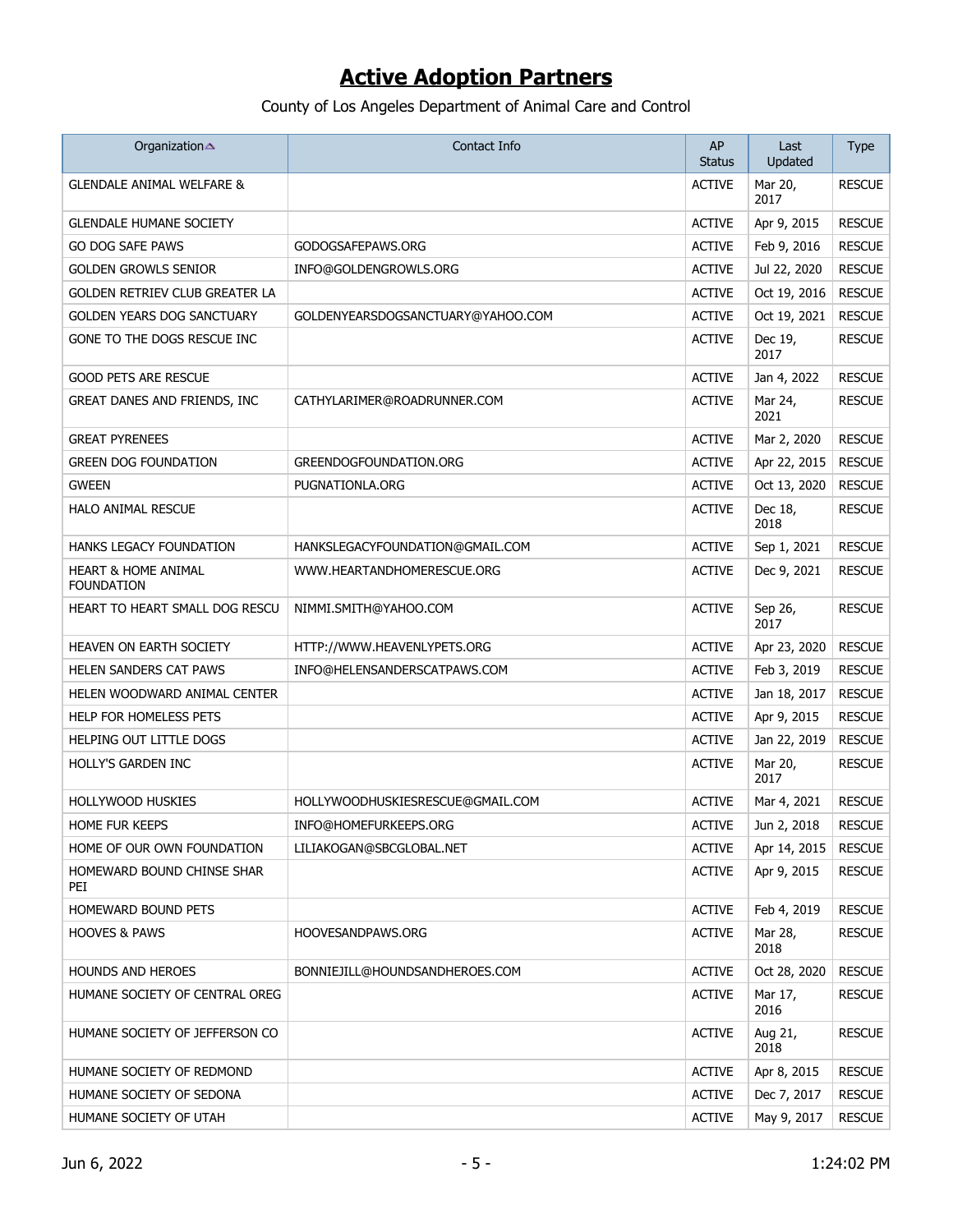# Active Adoption Partners

County of Los Angeles Department of Animal Care and Control

| Organization | Contact Info | AP Status | Last Updated | Type |
|---|---|---|---|---|
| GLENDALE ANIMAL WELFARE & | | ACTIVE | Mar 20, 2017 | RESCUE |
| GLENDALE HUMANE SOCIETY | | ACTIVE | Apr 9, 2015 | RESCUE |
| GO DOG SAFE PAWS | GODOGSAFEPAWS.ORG | ACTIVE | Feb 9, 2016 | RESCUE |
| GOLDEN GROWLS SENIOR | INFO@GOLDENGROWLS.ORG | ACTIVE | Jul 22, 2020 | RESCUE |
| GOLDEN RETRIEV CLUB GREATER LA | | ACTIVE | Oct 19, 2016 | RESCUE |
| GOLDEN YEARS DOG SANCTUARY | GOLDENYEARSDOGSANCTUARY@YAHOO.COM | ACTIVE | Oct 19, 2021 | RESCUE |
| GONE TO THE DOGS RESCUE INC | | ACTIVE | Dec 19, 2017 | RESCUE |
| GOOD PETS ARE RESCUE | | ACTIVE | Jan 4, 2022 | RESCUE |
| GREAT DANES AND FRIENDS, INC | CATHYLARIMER@ROADRUNNER.COM | ACTIVE | Mar 24, 2021 | RESCUE |
| GREAT PYRENEES | | ACTIVE | Mar 2, 2020 | RESCUE |
| GREEN DOG FOUNDATION | GREENDOGFOUNDATION.ORG | ACTIVE | Apr 22, 2015 | RESCUE |
| GWEEN | PUGNATIONLA.ORG | ACTIVE | Oct 13, 2020 | RESCUE |
| HALO ANIMAL RESCUE | | ACTIVE | Dec 18, 2018 | RESCUE |
| HANKS LEGACY FOUNDATION | HANKSLEGACYFOUNDATION@GMAIL.COM | ACTIVE | Sep 1, 2021 | RESCUE |
| HEART & HOME ANIMAL FOUNDATION | WWW.HEARTANDHOMERESCUE.ORG | ACTIVE | Dec 9, 2021 | RESCUE |
| HEART TO HEART SMALL DOG RESCU | NIMMI.SMITH@YAHOO.COM | ACTIVE | Sep 26, 2017 | RESCUE |
| HEAVEN ON EARTH SOCIETY | HTTP://WWW.HEAVENLYPETS.ORG | ACTIVE | Apr 23, 2020 | RESCUE |
| HELEN SANDERS CAT PAWS | INFO@HELENSANDERSCATPAWS.COM | ACTIVE | Feb 3, 2019 | RESCUE |
| HELEN WOODWARD ANIMAL CENTER | | ACTIVE | Jan 18, 2017 | RESCUE |
| HELP FOR HOMELESS PETS | | ACTIVE | Apr 9, 2015 | RESCUE |
| HELPING OUT LITTLE DOGS | | ACTIVE | Jan 22, 2019 | RESCUE |
| HOLLY'S GARDEN INC | | ACTIVE | Mar 20, 2017 | RESCUE |
| HOLLYWOOD HUSKIES | HOLLYWOODHUSKIESRESCUE@GMAIL.COM | ACTIVE | Mar 4, 2021 | RESCUE |
| HOME FUR KEEPS | INFO@HOMEFURKEEPS.ORG | ACTIVE | Jun 2, 2018 | RESCUE |
| HOME OF OUR OWN FOUNDATION | LILIAKOGAN@SBCGLOBAL.NET | ACTIVE | Apr 14, 2015 | RESCUE |
| HOMEWARD BOUND CHINSE SHAR PEI | | ACTIVE | Apr 9, 2015 | RESCUE |
| HOMEWARD BOUND PETS | | ACTIVE | Feb 4, 2019 | RESCUE |
| HOOVES & PAWS | HOOVESANDPAWS.ORG | ACTIVE | Mar 28, 2018 | RESCUE |
| HOUNDS AND HEROES | BONNIEJILL@HOUNDSANDHEROES.COM | ACTIVE | Oct 28, 2020 | RESCUE |
| HUMANE SOCIETY OF CENTRAL OREG | | ACTIVE | Mar 17, 2016 | RESCUE |
| HUMANE SOCIETY OF JEFFERSON CO | | ACTIVE | Aug 21, 2018 | RESCUE |
| HUMANE SOCIETY OF REDMOND | | ACTIVE | Apr 8, 2015 | RESCUE |
| HUMANE SOCIETY OF SEDONA | | ACTIVE | Dec 7, 2017 | RESCUE |
| HUMANE SOCIETY OF UTAH | | ACTIVE | May 9, 2017 | RESCUE |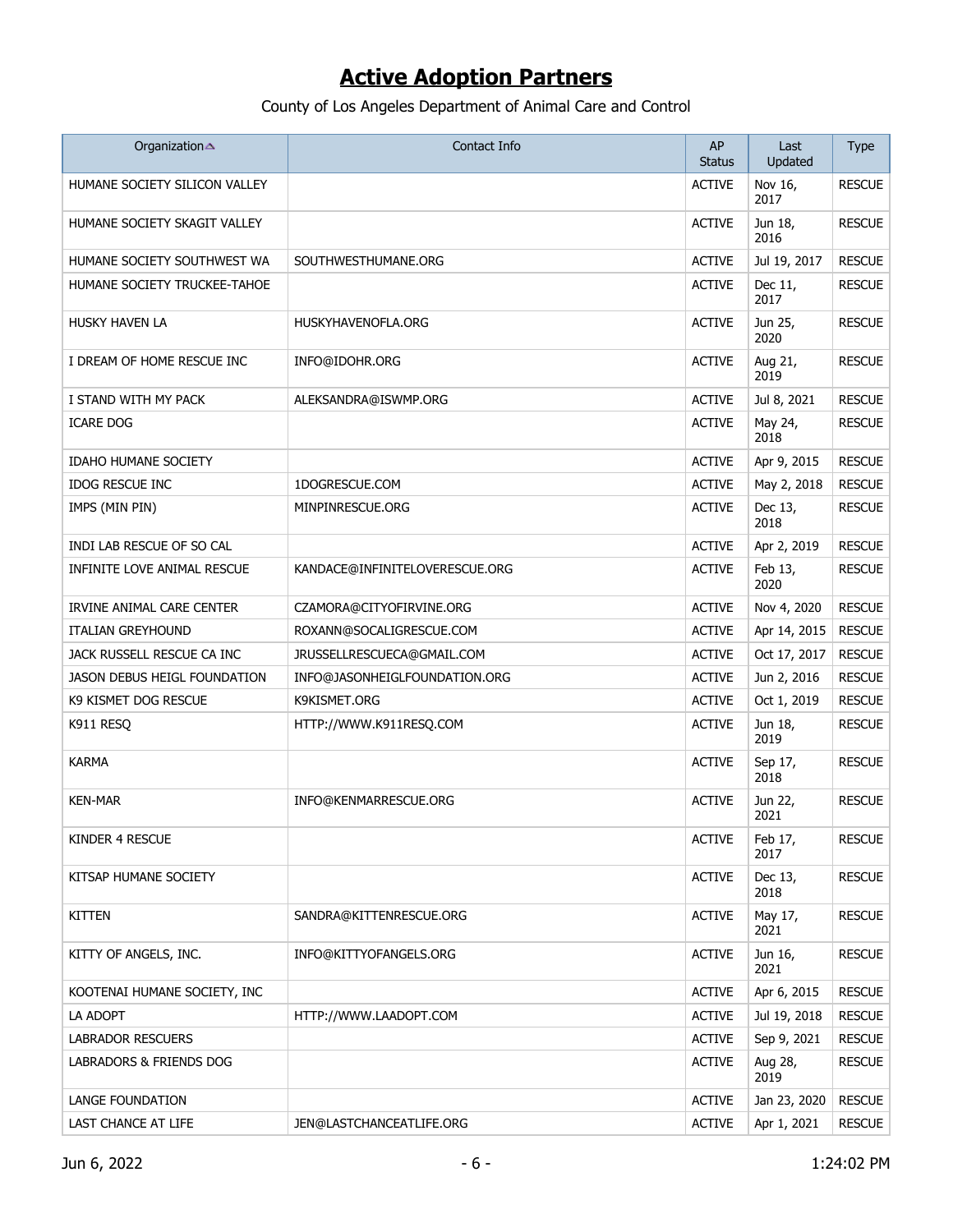# Active Adoption Partners

County of Los Angeles Department of Animal Care and Control

| Organization | Contact Info | AP Status | Last Updated | Type |
|---|---|---|---|---|
| HUMANE SOCIETY SILICON VALLEY | | ACTIVE | Nov 16, 2017 | RESCUE |
| HUMANE SOCIETY SKAGIT VALLEY | | ACTIVE | Jun 18, 2016 | RESCUE |
| HUMANE SOCIETY SOUTHWEST WA | SOUTHWESTHUMANE.ORG | ACTIVE | Jul 19, 2017 | RESCUE |
| HUMANE SOCIETY TRUCKEE-TAHOE | | ACTIVE | Dec 11, 2017 | RESCUE |
| HUSKY HAVEN LA | HUSKYHAVENOFLA.ORG | ACTIVE | Jun 25, 2020 | RESCUE |
| I DREAM OF HOME RESCUE INC | INFO@IDOHR.ORG | ACTIVE | Aug 21, 2019 | RESCUE |
| I STAND WITH MY PACK | ALEKSANDRA@ISWMP.ORG | ACTIVE | Jul 8, 2021 | RESCUE |
| ICARE DOG | | ACTIVE | May 24, 2018 | RESCUE |
| IDAHO HUMANE SOCIETY | | ACTIVE | Apr 9, 2015 | RESCUE |
| IDOG RESCUE INC | 1DOGRESCUE.COM | ACTIVE | May 2, 2018 | RESCUE |
| IMPS (MIN PIN) | MINPINRESCUE.ORG | ACTIVE | Dec 13, 2018 | RESCUE |
| INDI LAB RESCUE OF SO CAL | | ACTIVE | Apr 2, 2019 | RESCUE |
| INFINITE LOVE ANIMAL RESCUE | KANDACE@INFINITELOVERESCUE.ORG | ACTIVE | Feb 13, 2020 | RESCUE |
| IRVINE ANIMAL CARE CENTER | CZAMORA@CITYOFIRVINE.ORG | ACTIVE | Nov 4, 2020 | RESCUE |
| ITALIAN GREYHOUND | ROXANN@SOCALIGRESCUE.COM | ACTIVE | Apr 14, 2015 | RESCUE |
| JACK RUSSELL RESCUE CA INC | JRUSSELLRESCUECA@GMAIL.COM | ACTIVE | Oct 17, 2017 | RESCUE |
| JASON DEBUS HEIGL FOUNDATION | INFO@JASONHEIGLFOUNDATION.ORG | ACTIVE | Jun 2, 2016 | RESCUE |
| K9 KISMET DOG RESCUE | K9KISMET.ORG | ACTIVE | Oct 1, 2019 | RESCUE |
| K911 RESQ | HTTP://WWW.K911RESQ.COM | ACTIVE | Jun 18, 2019 | RESCUE |
| KARMA | | ACTIVE | Sep 17, 2018 | RESCUE |
| KEN-MAR | INFO@KENMARRESCUE.ORG | ACTIVE | Jun 22, 2021 | RESCUE |
| KINDER 4 RESCUE | | ACTIVE | Feb 17, 2017 | RESCUE |
| KITSAP HUMANE SOCIETY | | ACTIVE | Dec 13, 2018 | RESCUE |
| KITTEN | SANDRA@KITTENRESCUE.ORG | ACTIVE | May 17, 2021 | RESCUE |
| KITTY OF ANGELS, INC. | INFO@KITTYOFANGELS.ORG | ACTIVE | Jun 16, 2021 | RESCUE |
| KOOTENAI HUMANE SOCIETY, INC | | ACTIVE | Apr 6, 2015 | RESCUE |
| LA ADOPT | HTTP://WWW.LAADOPT.COM | ACTIVE | Jul 19, 2018 | RESCUE |
| LABRADOR RESCUERS | | ACTIVE | Sep 9, 2021 | RESCUE |
| LABRADORS & FRIENDS DOG | | ACTIVE | Aug 28, 2019 | RESCUE |
| LANGE FOUNDATION | | ACTIVE | Jan 23, 2020 | RESCUE |
| LAST CHANCE AT LIFE | JEN@LASTCHANCEATLIFE.ORG | ACTIVE | Apr 1, 2021 | RESCUE |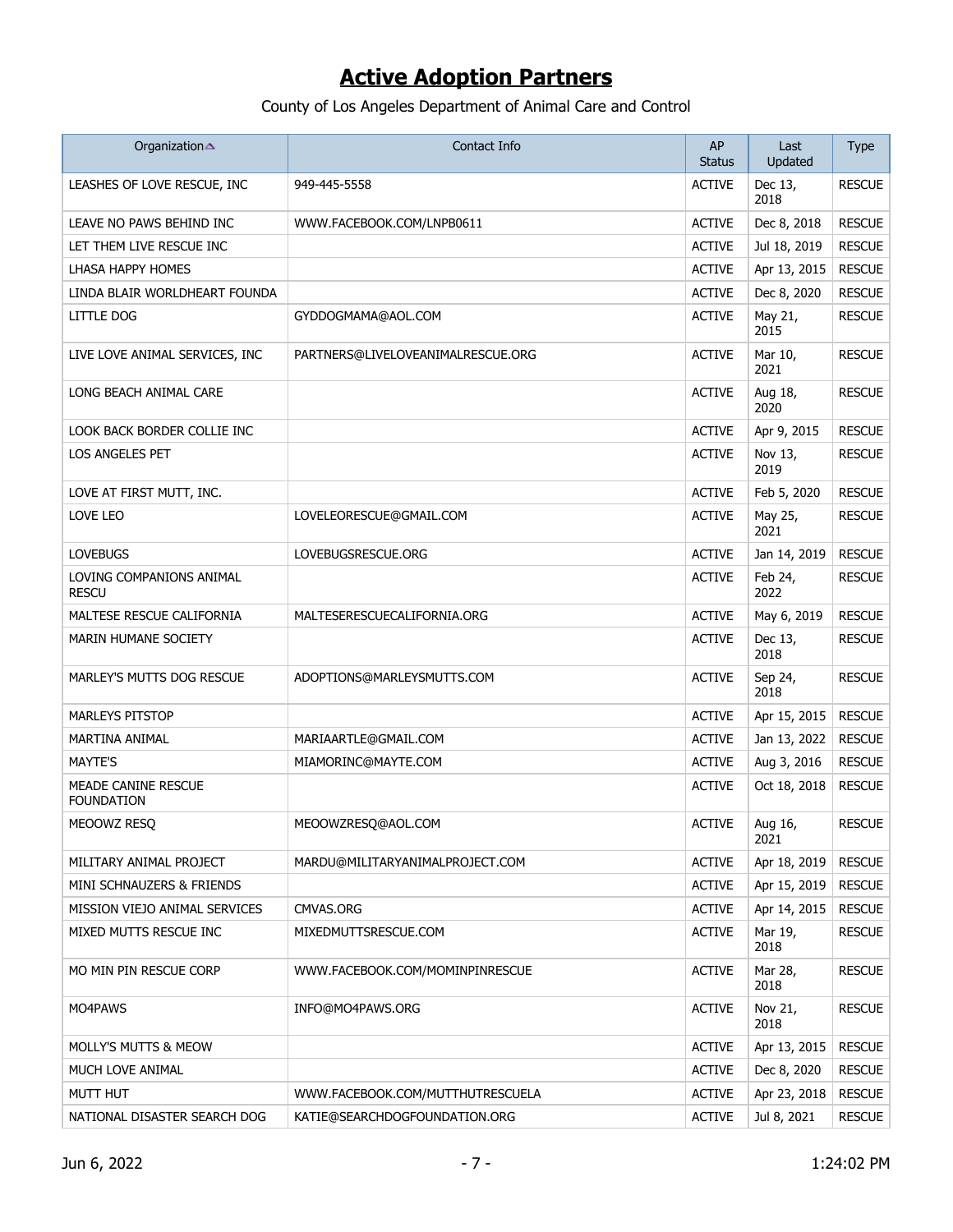# Active Adoption Partners

County of Los Angeles Department of Animal Care and Control

| Organization | Contact Info | AP Status | Last Updated | Type |
|---|---|---|---|---|
| LEASHES OF LOVE RESCUE, INC | 949-445-5558 | ACTIVE | Dec 13, 2018 | RESCUE |
| LEAVE NO PAWS BEHIND INC | WWW.FACEBOOK.COM/LNPB0611 | ACTIVE | Dec 8, 2018 | RESCUE |
| LET THEM LIVE RESCUE INC | | ACTIVE | Jul 18, 2019 | RESCUE |
| LHASA HAPPY HOMES | | ACTIVE | Apr 13, 2015 | RESCUE |
| LINDA BLAIR WORLDHEART FOUNDA | | ACTIVE | Dec 8, 2020 | RESCUE |
| LITTLE DOG | GYDDOGMAMA@AOL.COM | ACTIVE | May 21, 2015 | RESCUE |
| LIVE LOVE ANIMAL SERVICES, INC | PARTNERS@LIVELOVEANIMALRESCUE.ORG | ACTIVE | Mar 10, 2021 | RESCUE |
| LONG BEACH ANIMAL CARE | | ACTIVE | Aug 18, 2020 | RESCUE |
| LOOK BACK BORDER COLLIE INC | | ACTIVE | Apr 9, 2015 | RESCUE |
| LOS ANGELES PET | | ACTIVE | Nov 13, 2019 | RESCUE |
| LOVE AT FIRST MUTT, INC. | | ACTIVE | Feb 5, 2020 | RESCUE |
| LOVE LEO | LOVELEORESCUE@GMAIL.COM | ACTIVE | May 25, 2021 | RESCUE |
| LOVEBUGS | LOVEBUGSRESCUE.ORG | ACTIVE | Jan 14, 2019 | RESCUE |
| LOVING COMPANIONS ANIMAL RESCU | | ACTIVE | Feb 24, 2022 | RESCUE |
| MALTESE RESCUE CALIFORNIA | MALTESERESCUECALIFORNIA.ORG | ACTIVE | May 6, 2019 | RESCUE |
| MARIN HUMANE SOCIETY | | ACTIVE | Dec 13, 2018 | RESCUE |
| MARLEY'S MUTTS DOG RESCUE | ADOPTIONS@MARLEYSMUTTS.COM | ACTIVE | Sep 24, 2018 | RESCUE |
| MARLEYS PITSTOP | | ACTIVE | Apr 15, 2015 | RESCUE |
| MARTINA ANIMAL | MARIAARTLE@GMAIL.COM | ACTIVE | Jan 13, 2022 | RESCUE |
| MAYTE'S | MIAMORINC@MAYTE.COM | ACTIVE | Aug 3, 2016 | RESCUE |
| MEADE CANINE RESCUE FOUNDATION | | ACTIVE | Oct 18, 2018 | RESCUE |
| MEOOWZ RESQ | MEOOWZRESQ@AOL.COM | ACTIVE | Aug 16, 2021 | RESCUE |
| MILITARY ANIMAL PROJECT | MARDU@MILITARYANIMALPROJECT.COM | ACTIVE | Apr 18, 2019 | RESCUE |
| MINI SCHNAUZERS & FRIENDS | | ACTIVE | Apr 15, 2019 | RESCUE |
| MISSION VIEJO ANIMAL SERVICES | CMVAS.ORG | ACTIVE | Apr 14, 2015 | RESCUE |
| MIXED MUTTS RESCUE INC | MIXEDMUTTSRESCUE.COM | ACTIVE | Mar 19, 2018 | RESCUE |
| MO MIN PIN RESCUE CORP | WWW.FACEBOOK.COM/MOMINPINRESCUE | ACTIVE | Mar 28, 2018 | RESCUE |
| MO4PAWS | INFO@MO4PAWS.ORG | ACTIVE | Nov 21, 2018 | RESCUE |
| MOLLY'S MUTTS & MEOW | | ACTIVE | Apr 13, 2015 | RESCUE |
| MUCH LOVE ANIMAL | | ACTIVE | Dec 8, 2020 | RESCUE |
| MUTT HUT | WWW.FACEBOOK.COM/MUTTHUTRESCUELA | ACTIVE | Apr 23, 2018 | RESCUE |
| NATIONAL DISASTER SEARCH DOG | KATIE@SEARCHDOGFOUNDATION.ORG | ACTIVE | Jul 8, 2021 | RESCUE |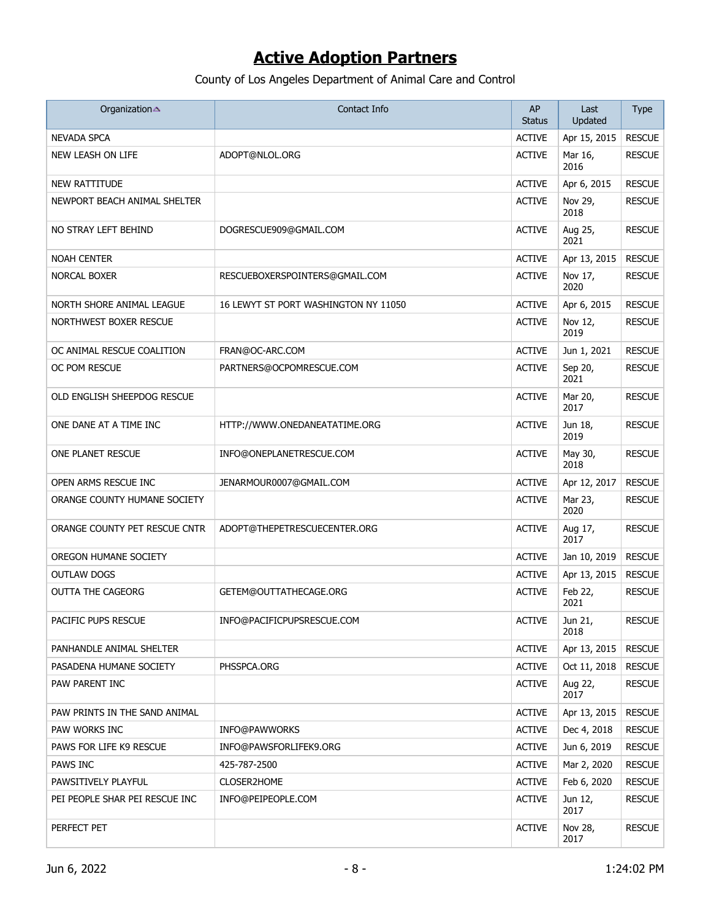# Active Adoption Partners

County of Los Angeles Department of Animal Care and Control

| Organization | Contact Info | AP Status | Last Updated | Type |
|---|---|---|---|---|
| NEVADA SPCA | | ACTIVE | Apr 15, 2015 | RESCUE |
| NEW LEASH ON LIFE | ADOPT@NLOL.ORG | ACTIVE | Mar 16, 2016 | RESCUE |
| NEW RATTITUDE | | ACTIVE | Apr 6, 2015 | RESCUE |
| NEWPORT BEACH ANIMAL SHELTER | | ACTIVE | Nov 29, 2018 | RESCUE |
| NO STRAY LEFT BEHIND | DOGRESCUE909@GMAIL.COM | ACTIVE | Aug 25, 2021 | RESCUE |
| NOAH CENTER | | ACTIVE | Apr 13, 2015 | RESCUE |
| NORCAL BOXER | RESCUEBOXERSPOINTERS@GMAIL.COM | ACTIVE | Nov 17, 2020 | RESCUE |
| NORTH SHORE ANIMAL LEAGUE | 16 LEWYT ST PORT WASHINGTON NY 11050 | ACTIVE | Apr 6, 2015 | RESCUE |
| NORTHWEST BOXER RESCUE | | ACTIVE | Nov 12, 2019 | RESCUE |
| OC ANIMAL RESCUE COALITION | FRAN@OC-ARC.COM | ACTIVE | Jun 1, 2021 | RESCUE |
| OC POM RESCUE | PARTNERS@OCPOMRESCUE.COM | ACTIVE | Sep 20, 2021 | RESCUE |
| OLD ENGLISH SHEEPDOG RESCUE | | ACTIVE | Mar 20, 2017 | RESCUE |
| ONE DANE AT A TIME INC | HTTP://WWW.ONEDANEATATIME.ORG | ACTIVE | Jun 18, 2019 | RESCUE |
| ONE PLANET RESCUE | INFO@ONEPLANETRESCUE.COM | ACTIVE | May 30, 2018 | RESCUE |
| OPEN ARMS RESCUE INC | JENARMOUR0007@GMAIL.COM | ACTIVE | Apr 12, 2017 | RESCUE |
| ORANGE COUNTY HUMANE SOCIETY | | ACTIVE | Mar 23, 2020 | RESCUE |
| ORANGE COUNTY PET RESCUE CNTR | ADOPT@THEPETRESCUECENTER.ORG | ACTIVE | Aug 17, 2017 | RESCUE |
| OREGON HUMANE SOCIETY | | ACTIVE | Jan 10, 2019 | RESCUE |
| OUTLAW DOGS | | ACTIVE | Apr 13, 2015 | RESCUE |
| OUTTA THE CAGEORG | GETEM@OUTTATHECAGE.ORG | ACTIVE | Feb 22, 2021 | RESCUE |
| PACIFIC PUPS RESCUE | INFO@PACIFICPUPSRESCUE.COM | ACTIVE | Jun 21, 2018 | RESCUE |
| PANHANDLE ANIMAL SHELTER | | ACTIVE | Apr 13, 2015 | RESCUE |
| PASADENA HUMANE SOCIETY | PHSSPCA.ORG | ACTIVE | Oct 11, 2018 | RESCUE |
| PAW PARENT INC | | ACTIVE | Aug 22, 2017 | RESCUE |
| PAW PRINTS IN THE SAND ANIMAL | | ACTIVE | Apr 13, 2015 | RESCUE |
| PAW WORKS INC | INFO@PAWWORKS | ACTIVE | Dec 4, 2018 | RESCUE |
| PAWS FOR LIFE K9 RESCUE | INFO@PAWSFORLIFEK9.ORG | ACTIVE | Jun 6, 2019 | RESCUE |
| PAWS INC | 425-787-2500 | ACTIVE | Mar 2, 2020 | RESCUE |
| PAWSITIVELY PLAYFUL | CLOSER2HOME | ACTIVE | Feb 6, 2020 | RESCUE |
| PEI PEOPLE SHAR PEI RESCUE INC | INFO@PEIPEOPLE.COM | ACTIVE | Jun 12, 2017 | RESCUE |
| PERFECT PET | | ACTIVE | Nov 28, 2017 | RESCUE |

Jun 6, 2022 1:24:02 PM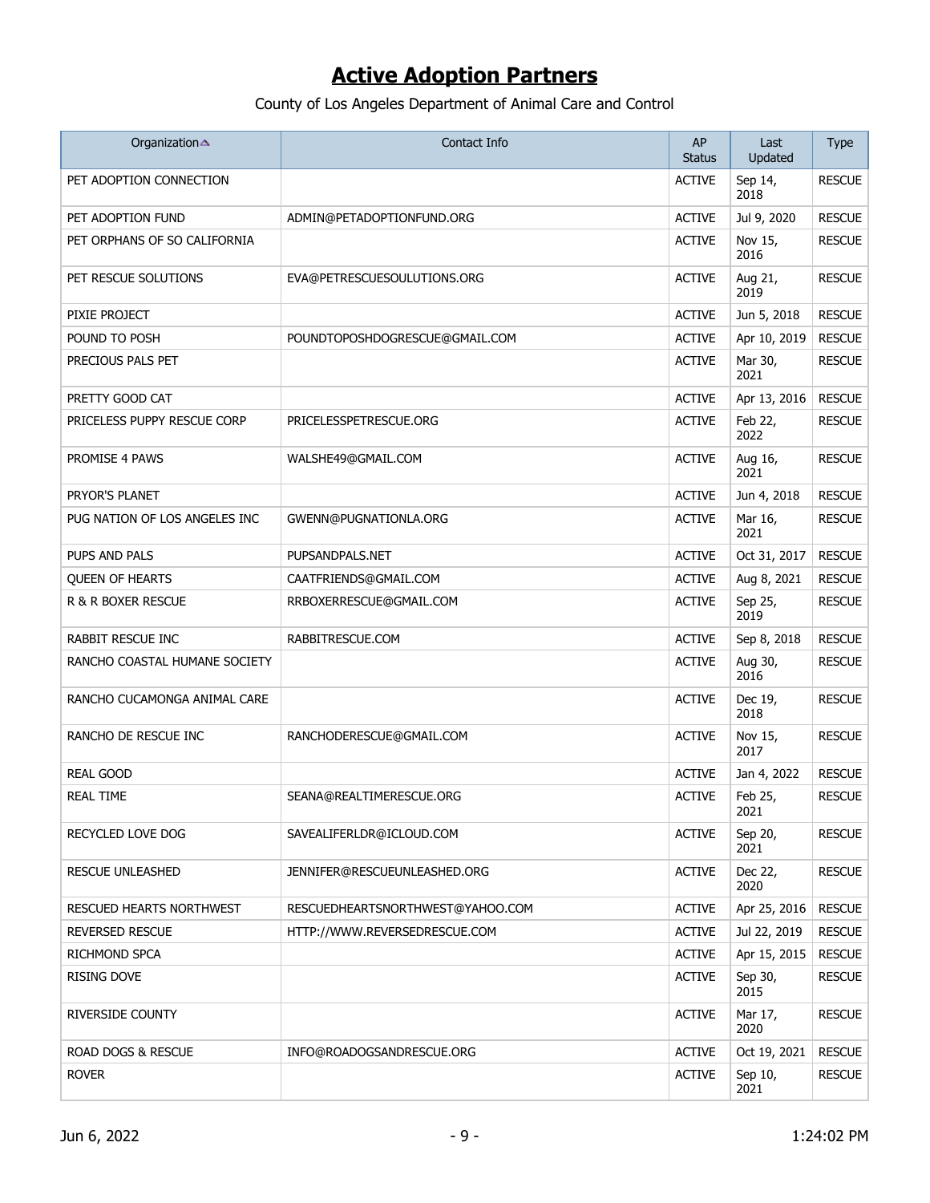# **Active Adoption Partners**

County of Los Angeles Department of Animal Care and Control

| Organization | Contact Info | AP Status | Last Updated | Type |
|---|---|---|---|---|
| PET ADOPTION CONNECTION | | ACTIVE | Sep 14, 2018 | RESCUE |
| PET ADOPTION FUND | ADMIN@PETADOPTIONFUND.ORG | ACTIVE | Jul 9, 2020 | RESCUE |
| PET ORPHANS OF SO CALIFORNIA | | ACTIVE | Nov 15, 2016 | RESCUE |
| PET RESCUE SOLUTIONS | EVA@PETRESCUESOULUTIONS.ORG | ACTIVE | Aug 21, 2019 | RESCUE |
| PIXIE PROJECT | | ACTIVE | Jun 5, 2018 | RESCUE |
| POUND TO POSH | POUNDTOPOSHDOGRESCUE@GMAIL.COM | ACTIVE | Apr 10, 2019 | RESCUE |
| PRECIOUS PALS PET | | ACTIVE | Mar 30, 2021 | RESCUE |
| PRETTY GOOD CAT | | ACTIVE | Apr 13, 2016 | RESCUE |
| PRICELESS PUPPY RESCUE CORP | PRICELESSPETRESCUE.ORG | ACTIVE | Feb 22, 2022 | RESCUE |
| PROMISE 4 PAWS | WALSHE49@GMAIL.COM | ACTIVE | Aug 16, 2021 | RESCUE |
| PRYOR'S PLANET | | ACTIVE | Jun 4, 2018 | RESCUE |
| PUG NATION OF LOS ANGELES INC | GWENN@PUGNATIONLA.ORG | ACTIVE | Mar 16, 2021 | RESCUE |
| PUPS AND PALS | PUPSANDPALS.NET | ACTIVE | Oct 31, 2017 | RESCUE |
| QUEEN OF HEARTS | CAATFRIENDS@GMAIL.COM | ACTIVE | Aug 8, 2021 | RESCUE |
| R & R BOXER RESCUE | RRBOXERRESCUE@GMAIL.COM | ACTIVE | Sep 25, 2019 | RESCUE |
| RABBIT RESCUE INC | RABBITRESCUE.COM | ACTIVE | Sep 8, 2018 | RESCUE |
| RANCHO COASTAL HUMANE SOCIETY | | ACTIVE | Aug 30, 2016 | RESCUE |
| RANCHO CUCAMONGA ANIMAL CARE | | ACTIVE | Dec 19, 2018 | RESCUE |
| RANCHO DE RESCUE INC | RANCHODERESCUE@GMAIL.COM | ACTIVE | Nov 15, 2017 | RESCUE |
| REAL GOOD | | ACTIVE | Jan 4, 2022 | RESCUE |
| REAL TIME | SEANA@REALTIMERESCUE.ORG | ACTIVE | Feb 25, 2021 | RESCUE |
| RECYCLED LOVE DOG | SAVEALIFERLDR@ICLOUD.COM | ACTIVE | Sep 20, 2021 | RESCUE |
| RESCUE UNLEASHED | JENNIFER@RESCUEUNLEASHED.ORG | ACTIVE | Dec 22, 2020 | RESCUE |
| RESCUED HEARTS NORTHWEST | RESCUEDHEARTSNORTHWEST@YAHOO.COM | ACTIVE | Apr 25, 2016 | RESCUE |
| REVERSED RESCUE | HTTP://WWW.REVERSEDRESCUE.COM | ACTIVE | Jul 22, 2019 | RESCUE |
| RICHMOND SPCA | | ACTIVE | Apr 15, 2015 | RESCUE |
| RISING DOVE | | ACTIVE | Sep 30, 2015 | RESCUE |
| RIVERSIDE COUNTY | | ACTIVE | Mar 17, 2020 | RESCUE |
| ROAD DOGS & RESCUE | INFO@ROADOGSANDRESCUE.ORG | ACTIVE | Oct 19, 2021 | RESCUE |
| ROVER | | ACTIVE | Sep 10, 2021 | RESCUE |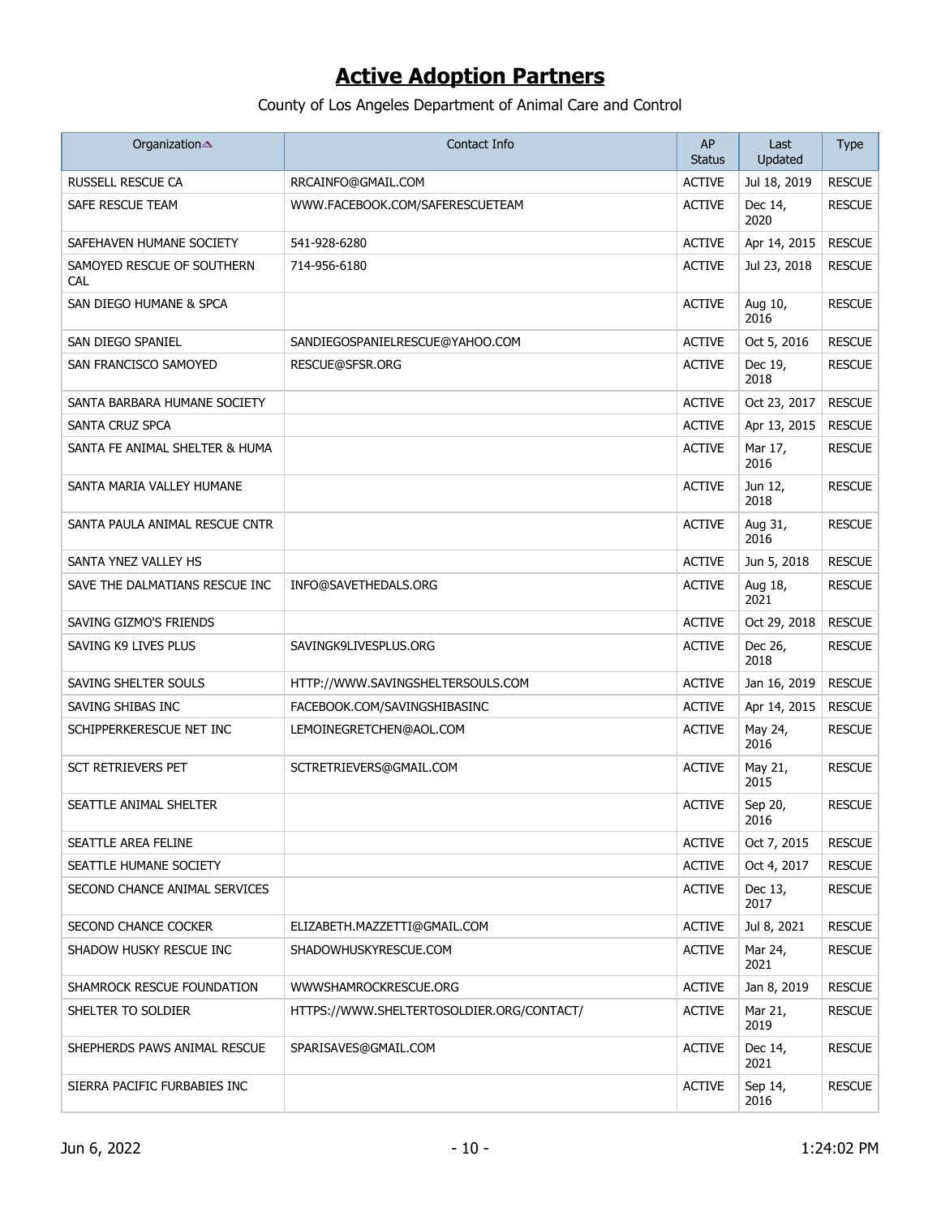# Active Adoption Partners

County of Los Angeles Department of Animal Care and Control

| Organization | Contact Info | AP Status | Last Updated | Type |
|---|---|---|---|---|
| RUSSELL RESCUE CA | RRCAINFO@GMAIL.COM | ACTIVE | Jul 18, 2019 | RESCUE |
| SAFE RESCUE TEAM | WWW.FACEBOOK.COM/SAFERESCUETEAM | ACTIVE | Dec 14, 2020 | RESCUE |
| SAFEHAVEN HUMANE SOCIETY | 541-928-6280 | ACTIVE | Apr 14, 2015 | RESCUE |
| SAMOYED RESCUE OF SOUTHERN CAL | 714-956-6180 | ACTIVE | Jul 23, 2018 | RESCUE |
| SAN DIEGO HUMANE & SPCA | | ACTIVE | Aug 10, 2016 | RESCUE |
| SAN DIEGO SPANIEL | SANDIEGOSPANIELRESCUE@YAHOO.COM | ACTIVE | Oct 5, 2016 | RESCUE |
| SAN FRANCISCO SAMOYED | RESCUE@SFSR.ORG | ACTIVE | Dec 19, 2018 | RESCUE |
| SANTA BARBARA HUMANE SOCIETY | | ACTIVE | Oct 23, 2017 | RESCUE |
| SANTA CRUZ SPCA | | ACTIVE | Apr 13, 2015 | RESCUE |
| SANTA FE ANIMAL SHELTER & HUMA | | ACTIVE | Mar 17, 2016 | RESCUE |
| SANTA MARIA VALLEY HUMANE | | ACTIVE | Jun 12, 2018 | RESCUE |
| SANTA PAULA ANIMAL RESCUE CNTR | | ACTIVE | Aug 31, 2016 | RESCUE |
| SANTA YNEZ VALLEY HS | | ACTIVE | Jun 5, 2018 | RESCUE |
| SAVE THE DALMATIANS RESCUE INC | INFO@SAVETHEDALS.ORG | ACTIVE | Aug 18, 2021 | RESCUE |
| SAVING GIZMO'S FRIENDS | | ACTIVE | Oct 29, 2018 | RESCUE |
| SAVING K9 LIVES PLUS | SAVINGK9LIVESPLUS.ORG | ACTIVE | Dec 26, 2018 | RESCUE |
| SAVING SHELTER SOULS | HTTP://WWW.SAVINGSHELTERSOULS.COM | ACTIVE | Jan 16, 2019 | RESCUE |
| SAVING SHIBAS INC | FACEBOOK.COM/SAVINGSHIBASINC | ACTIVE | Apr 14, 2015 | RESCUE |
| SCHIPPERKERESCUE NET INC | LEMOINEGRETCHEN@AOL.COM | ACTIVE | May 24, 2016 | RESCUE |
| SCT RETRIEVERS PET | SCTRETRIEVERS@GMAIL.COM | ACTIVE | May 21, 2015 | RESCUE |
| SEATTLE ANIMAL SHELTER | | ACTIVE | Sep 20, 2016 | RESCUE |
| SEATTLE AREA FELINE | | ACTIVE | Oct 7, 2015 | RESCUE |
| SEATTLE HUMANE SOCIETY | | ACTIVE | Oct 4, 2017 | RESCUE |
| SECOND CHANCE ANIMAL SERVICES | | ACTIVE | Dec 13, 2017 | RESCUE |
| SECOND CHANCE COCKER | ELIZABETH.MAZZETTI@GMAIL.COM | ACTIVE | Jul 8, 2021 | RESCUE |
| SHADOW HUSKY RESCUE INC | SHADOWHUSKYRESCUE.COM | ACTIVE | Mar 24, 2021 | RESCUE |
| SHAMROCK RESCUE FOUNDATION | WWWSHAMROCKRESCUE.ORG | ACTIVE | Jan 8, 2019 | RESCUE |
| SHELTER TO SOLDIER | HTTPS://WWW.SHELTERTOSOLDIER.ORG/CONTACT/ | ACTIVE | Mar 21, 2019 | RESCUE |
| SHEPHERDS PAWS ANIMAL RESCUE | SPARISAVES@GMAIL.COM | ACTIVE | Dec 14, 2021 | RESCUE |
| SIERRA PACIFIC FURBABIES INC | | ACTIVE | Sep 14, 2016 | RESCUE |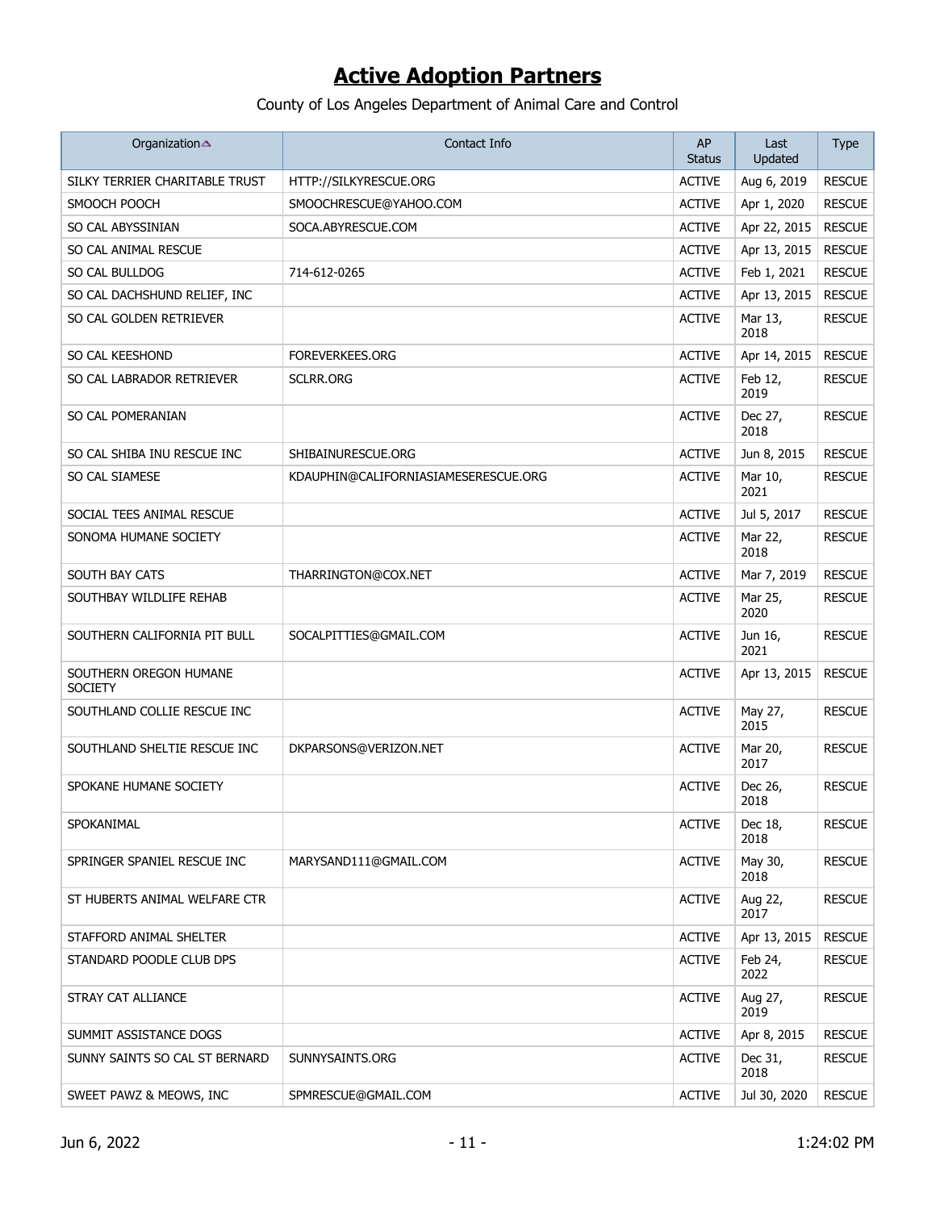# Active Adoption Partners

County of Los Angeles Department of Animal Care and Control

| Organization | Contact Info | AP Status | Last Updated | Type |
|---|---|---|---|---|
| SILKY TERRIER CHARITABLE TRUST | HTTP://SILKYRESCUE.ORG | ACTIVE | Aug 6, 2019 | RESCUE |
| SMOOCH POOCH | SMOOCHRESCUE@YAHOO.COM | ACTIVE | Apr 1, 2020 | RESCUE |
| SO CAL ABYSSINIAN | SOCA.ABYRESCUE.COM | ACTIVE | Apr 22, 2015 | RESCUE |
| SO CAL ANIMAL RESCUE | | ACTIVE | Apr 13, 2015 | RESCUE |
| SO CAL BULLDOG | 714-612-0265 | ACTIVE | Feb 1, 2021 | RESCUE |
| SO CAL DACHSHUND RELIEF, INC | | ACTIVE | Apr 13, 2015 | RESCUE |
| SO CAL GOLDEN RETRIEVER | | ACTIVE | Mar 13, 2018 | RESCUE |
| SO CAL KEESHOND | FOREVERKEES.ORG | ACTIVE | Apr 14, 2015 | RESCUE |
| SO CAL LABRADOR RETRIEVER | SCLRR.ORG | ACTIVE | Feb 12, 2019 | RESCUE |
| SO CAL POMERANIAN | | ACTIVE | Dec 27, 2018 | RESCUE |
| SO CAL SHIBA INU RESCUE INC | SHIBAINURESCUE.ORG | ACTIVE | Jun 8, 2015 | RESCUE |
| SO CAL SIAMESE | KDAUPHIN@CALIFORNIASIAMESERESCUE.ORG | ACTIVE | Mar 10, 2021 | RESCUE |
| SOCIAL TEES ANIMAL RESCUE | | ACTIVE | Jul 5, 2017 | RESCUE |
| SONOMA HUMANE SOCIETY | | ACTIVE | Mar 22, 2018 | RESCUE |
| SOUTH BAY CATS | THARRINGTON@COX.NET | ACTIVE | Mar 7, 2019 | RESCUE |
| SOUTHBAY WILDLIFE REHAB | | ACTIVE | Mar 25, 2020 | RESCUE |
| SOUTHERN CALIFORNIA PIT BULL | SOCALPITTIES@GMAIL.COM | ACTIVE | Jun 16, 2021 | RESCUE |
| SOUTHERN OREGON HUMANE SOCIETY | | ACTIVE | Apr 13, 2015 | RESCUE |
| SOUTHLAND COLLIE RESCUE INC | | ACTIVE | May 27, 2015 | RESCUE |
| SOUTHLAND SHELTIE RESCUE INC | DKPARSONS@VERIZON.NET | ACTIVE | Mar 20, 2017 | RESCUE |
| SPOKANE HUMANE SOCIETY | | ACTIVE | Dec 26, 2018 | RESCUE |
| SPOKANIMAL | | ACTIVE | Dec 18, 2018 | RESCUE |
| SPRINGER SPANIEL RESCUE INC | MARYSAND111@GMAIL.COM | ACTIVE | May 30, 2018 | RESCUE |
| ST HUBERTS ANIMAL WELFARE CTR | | ACTIVE | Aug 22, 2017 | RESCUE |
| STAFFORD ANIMAL SHELTER | | ACTIVE | Apr 13, 2015 | RESCUE |
| STANDARD POODLE CLUB DPS | | ACTIVE | Feb 24, 2022 | RESCUE |
| STRAY CAT ALLIANCE | | ACTIVE | Aug 27, 2019 | RESCUE |
| SUMMIT ASSISTANCE DOGS | | ACTIVE | Apr 8, 2015 | RESCUE |
| SUNNY SAINTS SO CAL ST BERNARD | SUNNYSAINTS.ORG | ACTIVE | Dec 31, 2018 | RESCUE |
| SWEET PAWZ & MEOWS, INC | SPMRESCUE@GMAIL.COM | ACTIVE | Jul 30, 2020 | RESCUE |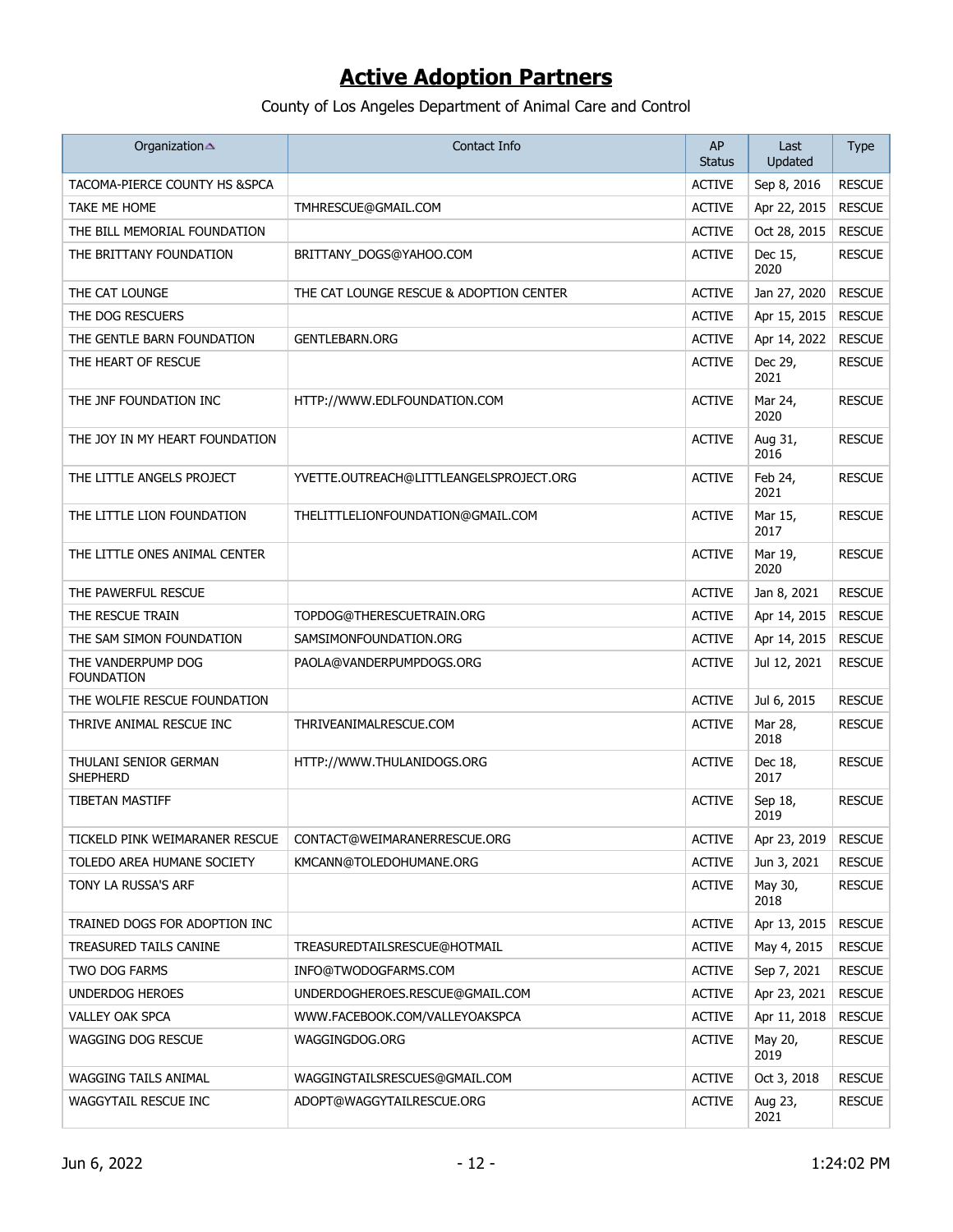# Active Adoption Partners

County of Los Angeles Department of Animal Care and Control

| Organization | Contact Info | AP Status | Last Updated | Type |
|---|---|---|---|---|
| TACOMA-PIERCE COUNTY HS &SPCA | | ACTIVE | Sep 8, 2016 | RESCUE |
| TAKE ME HOME | TMHRESCUE@GMAIL.COM | ACTIVE | Apr 22, 2015 | RESCUE |
| THE BILL MEMORIAL FOUNDATION | | ACTIVE | Oct 28, 2015 | RESCUE |
| THE BRITTANY FOUNDATION | BRITTANY_DOGS@YAHOO.COM | ACTIVE | Dec 15, 2020 | RESCUE |
| THE CAT LOUNGE | THE CAT LOUNGE RESCUE & ADOPTION CENTER | ACTIVE | Jan 27, 2020 | RESCUE |
| THE DOG RESCUERS | | ACTIVE | Apr 15, 2015 | RESCUE |
| THE GENTLE BARN FOUNDATION | GENTLEBARN.ORG | ACTIVE | Apr 14, 2022 | RESCUE |
| THE HEART OF RESCUE | | ACTIVE | Dec 29, 2021 | RESCUE |
| THE JNF FOUNDATION INC | HTTP://WWW.EDLFOUNDATION.COM | ACTIVE | Mar 24, 2020 | RESCUE |
| THE JOY IN MY HEART FOUNDATION | | ACTIVE | Aug 31, 2016 | RESCUE |
| THE LITTLE ANGELS PROJECT | YVETTE.OUTREACH@LITTLEANGELSPROJECT.ORG | ACTIVE | Feb 24, 2021 | RESCUE |
| THE LITTLE LION FOUNDATION | THELITTLELIONFOUNDATION@GMAIL.COM | ACTIVE | Mar 15, 2017 | RESCUE |
| THE LITTLE ONES ANIMAL CENTER | | ACTIVE | Mar 19, 2020 | RESCUE |
| THE PAWERFUL RESCUE | | ACTIVE | Jan 8, 2021 | RESCUE |
| THE RESCUE TRAIN | TOPDOG@THERESCUETRAIN.ORG | ACTIVE | Apr 14, 2015 | RESCUE |
| THE SAM SIMON FOUNDATION | SAMSIMONFOUNDATION.ORG | ACTIVE | Apr 14, 2015 | RESCUE |
| THE VANDERPUMP DOG FOUNDATION | PAOLA@VANDERPUMPDOGS.ORG | ACTIVE | Jul 12, 2021 | RESCUE |
| THE WOLFIE RESCUE FOUNDATION | | ACTIVE | Jul 6, 2015 | RESCUE |
| THRIVE ANIMAL RESCUE INC | THRIVEANIMALRESCUE.COM | ACTIVE | Mar 28, 2018 | RESCUE |
| THULANI SENIOR GERMAN SHEPHERD | HTTP://WWW.THULANIDOGS.ORG | ACTIVE | Dec 18, 2017 | RESCUE |
| TIBETAN MASTIFF | | ACTIVE | Sep 18, 2019 | RESCUE |
| TICKELD PINK WEIMARANER RESCUE | CONTACT@WEIMARANERRESCUE.ORG | ACTIVE | Apr 23, 2019 | RESCUE |
| TOLEDO AREA HUMANE SOCIETY | KMCANN@TOLEDOHUMANE.ORG | ACTIVE | Jun 3, 2021 | RESCUE |
| TONY LA RUSSA'S ARF | | ACTIVE | May 30, 2018 | RESCUE |
| TRAINED DOGS FOR ADOPTION INC | | ACTIVE | Apr 13, 2015 | RESCUE |
| TREASURED TAILS CANINE | TREASUREDTAILSRESCUE@HOTMAIL | ACTIVE | May 4, 2015 | RESCUE |
| TWO DOG FARMS | INFO@TWODOGFARMS.COM | ACTIVE | Sep 7, 2021 | RESCUE |
| UNDERDOG HEROES | UNDERDOGHEROES.RESCUE@GMAIL.COM | ACTIVE | Apr 23, 2021 | RESCUE |
| VALLEY OAK SPCA | WWW.FACEBOOK.COM/VALLEYOAKSPCA | ACTIVE | Apr 11, 2018 | RESCUE |
| WAGGING DOG RESCUE | WAGGINGDOG.ORG | ACTIVE | May 20, 2019 | RESCUE |
| WAGGING TAILS ANIMAL | WAGGINGTAILSRESCUES@GMAIL.COM | ACTIVE | Oct 3, 2018 | RESCUE |
| WAGGYTAIL RESCUE INC | ADOPT@WAGGYTAILRESCUE.ORG | ACTIVE | Aug 23, 2021 | RESCUE |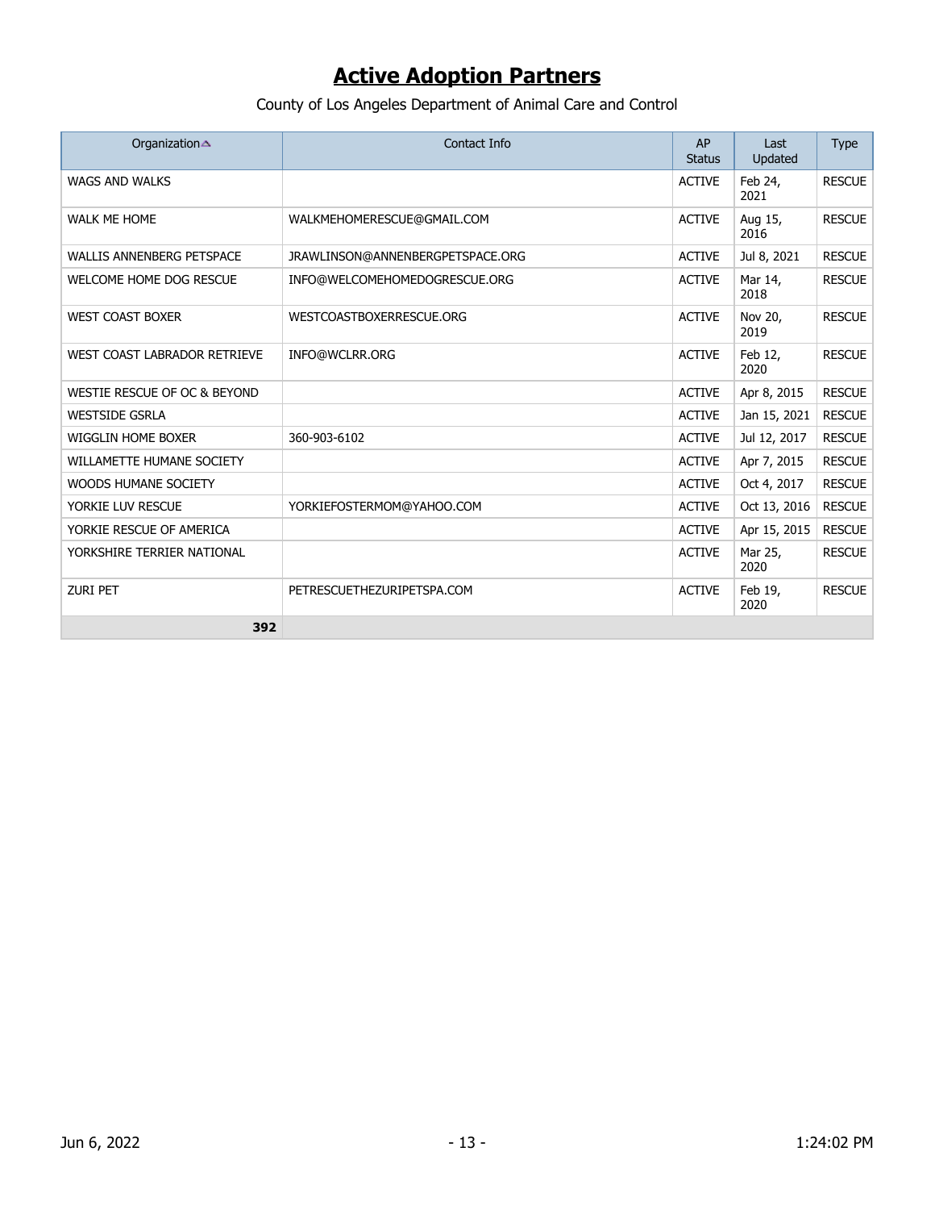# Active Adoption Partners

County of Los Angeles Department of Animal Care and Control

| Organization | Contact Info | AP Status | Last Updated | Type |
|---|---|---|---|---|
| WAGS AND WALKS | | ACTIVE | Feb 24, 2021 | RESCUE |
| WALK ME HOME | WALKMEHOMERESCUE@GMAIL.COM | ACTIVE | Aug 15, 2016 | RESCUE |
| WALLIS ANNENBERG PETSPACE | JRAWLINSON@ANNENBERGPETSPACE.ORG | ACTIVE | Jul 8, 2021 | RESCUE |
| WELCOME HOME DOG RESCUE | INFO@WELCOMEHOMEDOGRESCUE.ORG | ACTIVE | Mar 14, 2018 | RESCUE |
| WEST COAST BOXER | WESTCOASTBOXERRESCUE.ORG | ACTIVE | Nov 20, 2019 | RESCUE |
| WEST COAST LABRADOR RETRIEVE | INFO@WCLRR.ORG | ACTIVE | Feb 12, 2020 | RESCUE |
| WESTIE RESCUE OF OC & BEYOND | | ACTIVE | Apr 8, 2015 | RESCUE |
| WESTSIDE GSRLA | | ACTIVE | Jan 15, 2021 | RESCUE |
| WIGGLIN HOME BOXER | 360-903-6102 | ACTIVE | Jul 12, 2017 | RESCUE |
| WILLAMETTE HUMANE SOCIETY | | ACTIVE | Apr 7, 2015 | RESCUE |
| WOODS HUMANE SOCIETY | | ACTIVE | Oct 4, 2017 | RESCUE |
| YORKIE LUV RESCUE | YORKIEFOSTERMOM@YAHOO.COM | ACTIVE | Oct 13, 2016 | RESCUE |
| YORKIE RESCUE OF AMERICA | | ACTIVE | Apr 15, 2015 | RESCUE |
| YORKSHIRE TERRIER NATIONAL | | ACTIVE | Mar 25, 2020 | RESCUE |
| ZURI PET | PETRESCUETHEZURIPETSPA.COM | ACTIVE | Feb 19, 2020 | RESCUE |
| **392** | | | | |

Jun 6, 2022 1:24:02 PM